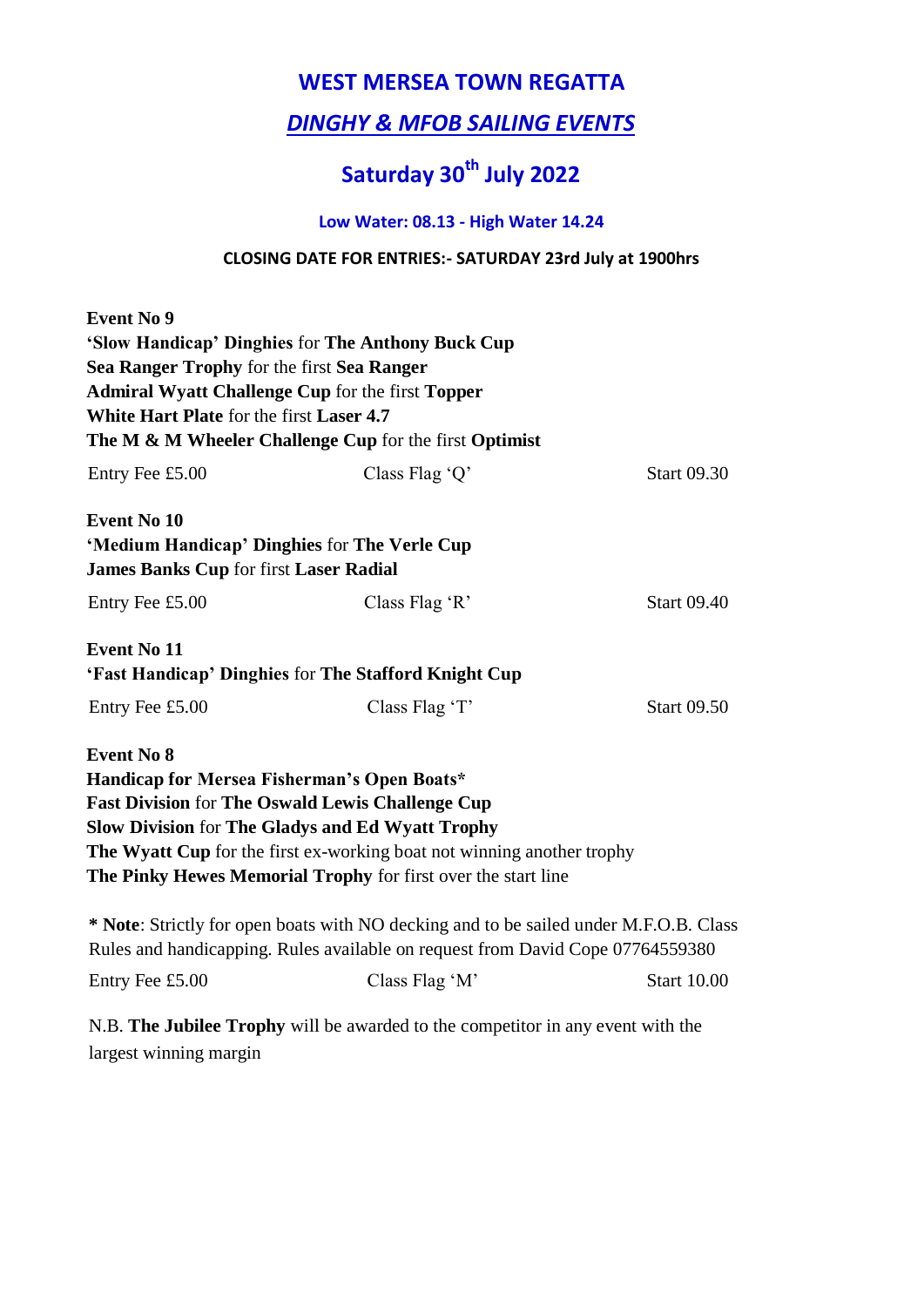# WEST MERSEA TOWN REGATTA

## *DINGHY & MFOB SAILING EVENTS*

## Saturday 30th July 2022

**Low Water: 08.13 - High Water 14.24**

**CLOSING DATE FOR ENTRIES:- SATURDAY 23rd July at 1900hrs**

**Event No 9**
**'Slow Handicap' Dinghies** for **The Anthony Buck Cup**
**Sea Ranger Trophy** for the first **Sea Ranger**
**Admiral Wyatt Challenge Cup** for the first **Topper**
**White Hart Plate** for the first **Laser 4.7**
**The M & M Wheeler Challenge Cup** for the first **Optimist**

Entry Fee £5.00 | Class Flag 'Q' | Start 09.30

**Event No 10**
**'Medium Handicap' Dinghies** for **The Verle Cup**
**James Banks Cup** for first **Laser Radial**

Entry Fee £5.00 | Class Flag 'R' | Start 09.40

**Event No 11**
**'Fast Handicap' Dinghies** for **The Stafford Knight Cup**

Entry Fee £5.00 | Class Flag 'T' | Start 09.50

**Event No 8**
**Handicap for Mersea Fisherman's Open Boats***
**Fast Division** for **The Oswald Lewis Challenge Cup**
**Slow Division** for **The Gladys and Ed Wyatt Trophy**
**The Wyatt Cup** for the first ex-working boat not winning another trophy
**The Pinky Hewes Memorial Trophy** for first over the start line

*** Note**: Strictly for open boats with NO decking and to be sailed under M.F.O.B. Class Rules and handicapping. Rules available on request from David Cope 07764559380

Entry Fee £5.00 | Class Flag 'M' | Start 10.00

N.B. **The Jubilee Trophy** will be awarded to the competitor in any event with the largest winning margin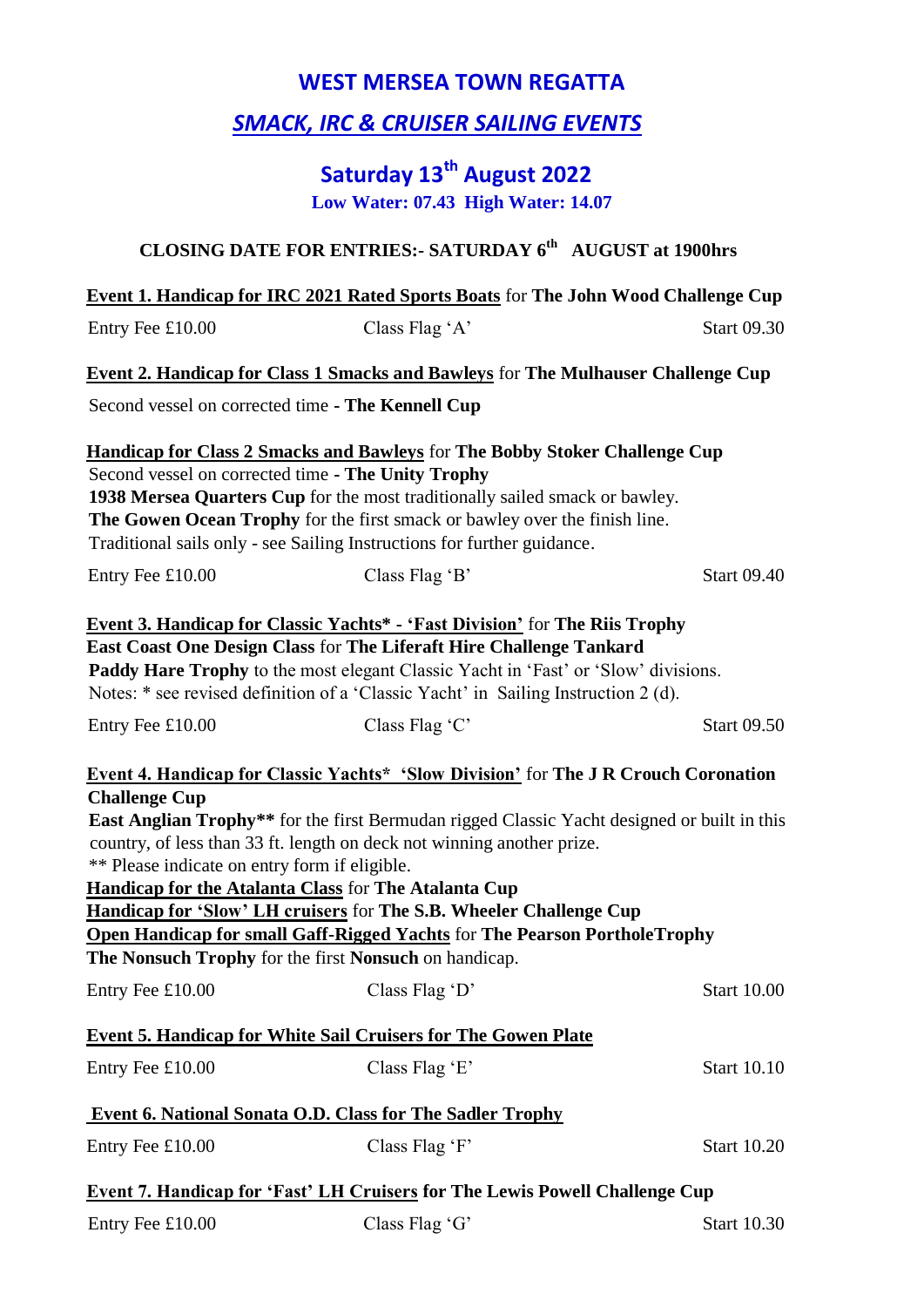# WEST MERSEA TOWN REGATTA

## *SMACK, IRC & CRUISER SAILING EVENTS*

## Saturday 13th August 2022

**Low Water: 07.43  High Water: 14.07**

**CLOSING DATE FOR ENTRIES:- SATURDAY 6th AUGUST at 1900hrs**

**Event 1. Handicap for IRC 2021 Rated Sports Boats** for **The John Wood Challenge Cup**

Entry Fee £10.00 | Class Flag 'A' | Start 09.30

**Event 2. Handicap for Class 1 Smacks and Bawleys** for **The Mulhauser Challenge Cup**

Second vessel on corrected time **- The Kennell Cup**

**Handicap for Class 2 Smacks and Bawleys** for **The Bobby Stoker Challenge Cup**
Second vessel on corrected time **- The Unity Trophy**
**1938 Mersea Quarters Cup** for the most traditionally sailed smack or bawley.
**The Gowen Ocean Trophy** for the first smack or bawley over the finish line.
Traditional sails only - see Sailing Instructions for further guidance.

Entry Fee £10.00 | Class Flag 'B' | Start 09.40

**Event 3. Handicap for Classic Yachts* - 'Fast Division'** for **The Riis Trophy**
**East Coast One Design Class** for **The Liferaft Hire Challenge Tankard**
**Paddy Hare Trophy** to the most elegant Classic Yacht in 'Fast' or 'Slow' divisions.
Notes: * see revised definition of a 'Classic Yacht' in Sailing Instruction 2 (d).

Entry Fee £10.00 | Class Flag 'C' | Start 09.50

**Event 4. Handicap for Classic Yachts* 'Slow Division'** for **The J R Crouch Coronation Challenge Cup**
**East Anglian Trophy**** for the first Bermudan rigged Classic Yacht designed or built in this country, of less than 33 ft. length on deck not winning another prize.
** Please indicate on entry form if eligible.
**Handicap for the Atalanta Class** for **The Atalanta Cup**
**Handicap for 'Slow' LH cruisers** for **The S.B. Wheeler Challenge Cup**
**Open Handicap for small Gaff-Rigged Yachts** for **The Pearson PortholeTrophy**
**The Nonsuch Trophy** for the first **Nonsuch** on handicap.

Entry Fee £10.00 | Class Flag 'D' | Start 10.00

**Event 5. Handicap for White Sail Cruisers for The Gowen Plate**

Entry Fee £10.00 | Class Flag 'E' | Start 10.10

**Event 6. National Sonata O.D. Class for The Sadler Trophy**

Entry Fee £10.00 | Class Flag 'F' | Start 10.20

**Event 7. Handicap for 'Fast' LH Cruisers for The Lewis Powell Challenge Cup**

Entry Fee £10.00 | Class Flag 'G' | Start 10.30